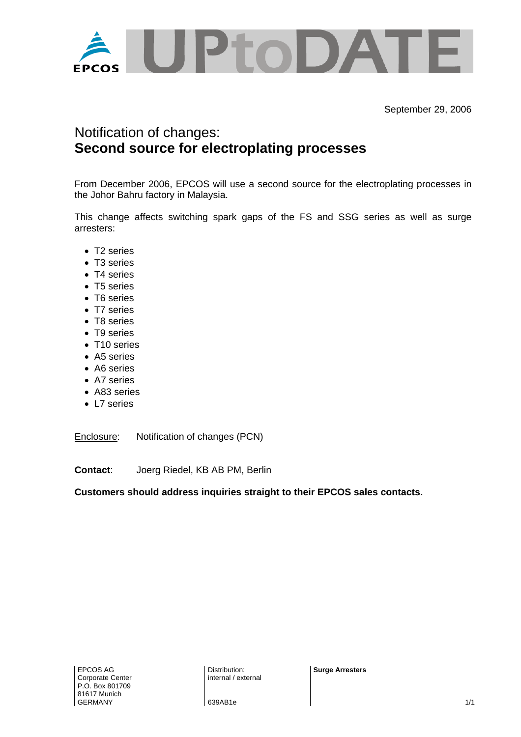September 29, 2006

# Notification of changes:
# **Second source for electroplating processes**

From December 2006, EPCOS will use a second source for the electroplating processes in the Johor Bahru factory in Malaysia.

This change affects switching spark gaps of the FS and SSG series as well as surge arresters:

- T2 series
- T3 series
- T4 series
- T5 series
- T6 series
- T7 series
- T8 series
- T9 series
- T10 series
- A5 series
- A6 series
- A7 series
- A83 series
- L7 series

Enclosure: Notification of changes (PCN)

**Contact**: Joerg Riedel, KB AB PM, Berlin

**Customers should address inquiries straight to their EPCOS sales contacts.**

EPCOS AG
Corporate Center
P.O. Box 801709
81617 Munich
GERMANY

Distribution:
internal / external

639AB1e

**Surge Arresters**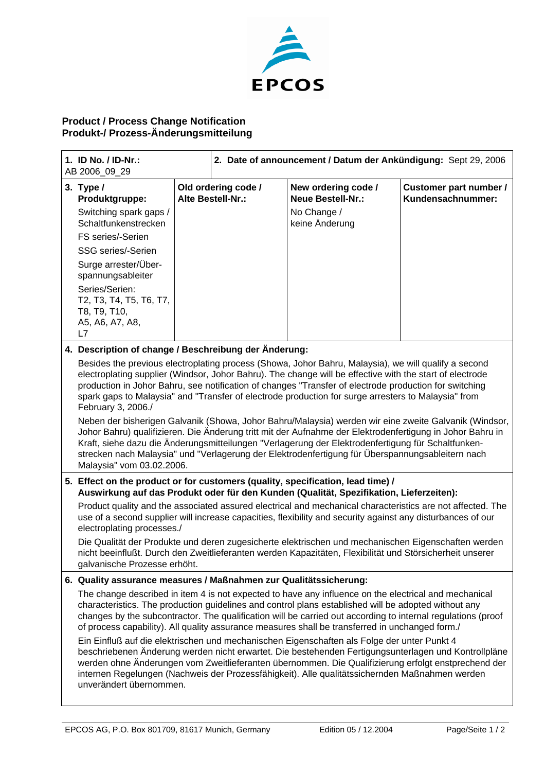EPCOS

**Product / Process Change Notification**
**Produkt-/ Prozess-Änderungsmitteilung**

| **1. ID No. / ID-Nr.:** AB 2006_09_29 | **2. Date of announcement / Datum der Ankündigung:** Sept 29, 2006 | | |
|---|---|---|---|
| **3. Type / Produktgruppe:** Switching spark gaps / Schaltfunkenstrecken; FS series/-Serien; SSG series/-Serien; Surge arrester/Überspannungsableiter; Series/Serien: T2, T3, T4, T5, T6, T7, T8, T9, T10, A5, A6, A7, A8, L7 | **Old ordering code / Alte Bestell-Nr.:** | **New ordering code / Neue Bestell-Nr.:** No Change / keine Änderung | **Customer part number / Kundensachnummer:** |

**4. Description of change / Beschreibung der Änderung:**

Besides the previous electroplating process (Showa, Johor Bahru, Malaysia), we will qualify a second electroplating supplier (Windsor, Johor Bahru). The change will be effective with the start of electrode production in Johor Bahru, see notification of changes "Transfer of electrode production for switching spark gaps to Malaysia" and "Transfer of electrode production for surge arresters to Malaysia" from February 3, 2006./

Neben der bisherigen Galvanik (Showa, Johor Bahru/Malaysia) werden wir eine zweite Galvanik (Windsor, Johor Bahru) qualifizieren. Die Änderung tritt mit der Aufnahme der Elektrodenfertigung in Johor Bahru in Kraft, siehe dazu die Änderungsmitteilungen "Verlagerung der Elektrodenfertigung für Schaltfunkenstrecken nach Malaysia" und "Verlagerung der Elektrodenfertigung für Überspannungsableitern nach Malaysia" vom 03.02.2006.

**5. Effect on the product or for customers (quality, specification, lead time) / Auswirkung auf das Produkt oder für den Kunden (Qualität, Spezifikation, Lieferzeiten):**

Product quality and the associated assured electrical and mechanical characteristics are not affected. The use of a second supplier will increase capacities, flexibility and security against any disturbances of our electroplating processes./

Die Qualität der Produkte und deren zugesicherte elektrischen und mechanischen Eigenschaften werden nicht beeinflußt. Durch den Zweitlieferanten werden Kapazitäten, Flexibilität und Störsicherheit unserer galvanische Prozesse erhöht.

**6. Quality assurance measures / Maßnahmen zur Qualitätssicherung:**

The change described in item 4 is not expected to have any influence on the electrical and mechanical characteristics. The production guidelines and control plans established will be adopted without any changes by the subcontractor. The qualification will be carried out according to internal regulations (proof of process capability). All quality assurance measures shall be transferred in unchanged form./

Ein Einfluß auf die elektrischen und mechanischen Eigenschaften als Folge der unter Punkt 4 beschriebenen Änderung werden nicht erwartet. Die bestehenden Fertigungsunterlagen und Kontrollpläne werden ohne Änderungen vom Zweitlieferanten übernommen. Die Qualifizierung erfolgt enstprechend der internen Regelungen (Nachweis der Prozessfähigkeit). Alle qualitätssichernden Maßnahmen werden unverändert übernommen.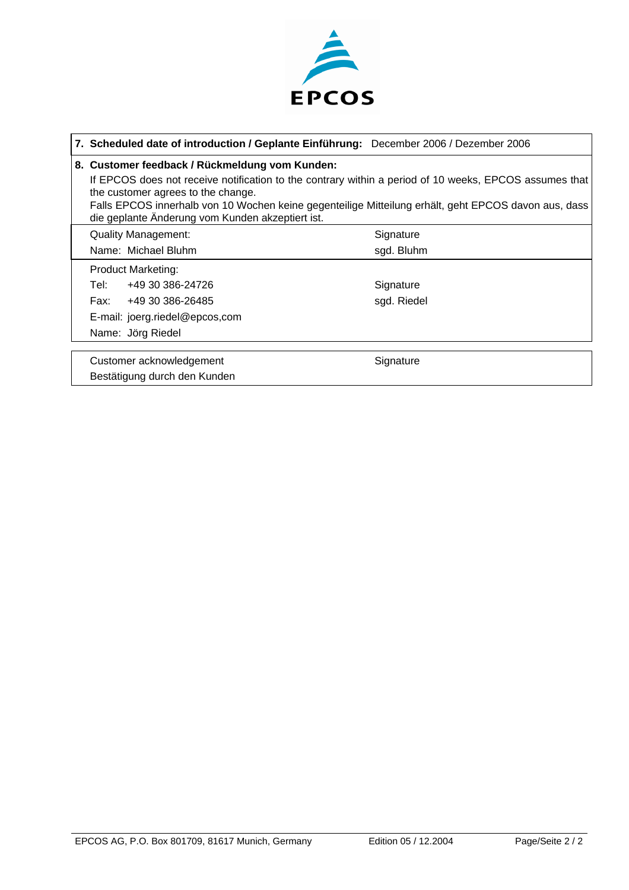EPCOS

**7. Scheduled date of introduction / Geplante Einführung:** December 2006 / Dezember 2006

**8. Customer feedback / Rückmeldung vom Kunden:**

If EPCOS does not receive notification to the contrary within a period of 10 weeks, EPCOS assumes that the customer agrees to the change.
Falls EPCOS innerhalb von 10 Wochen keine gegenteilige Mitteilung erhält, geht EPCOS davon aus, dass die geplante Änderung vom Kunden akzeptiert ist.

| | |
|---|---|
| Quality Management: | Signature |
| Name: Michael Bluhm | sgd. Bluhm |

| | |
|---|---|
| Product Marketing: | |
| Tel: +49 30 386-24726 | Signature |
| Fax: +49 30 386-26485 | sgd. Riedel |
| E-mail: joerg.riedel@epcos,com | |
| Name: Jörg Riedel | |

| | |
|---|---|
| Customer acknowledgement | Signature |
| Bestätigung durch den Kunden | |

EPCOS AG, P.O. Box 801709, 81617 Munich, Germany    Edition 05 / 12.2004